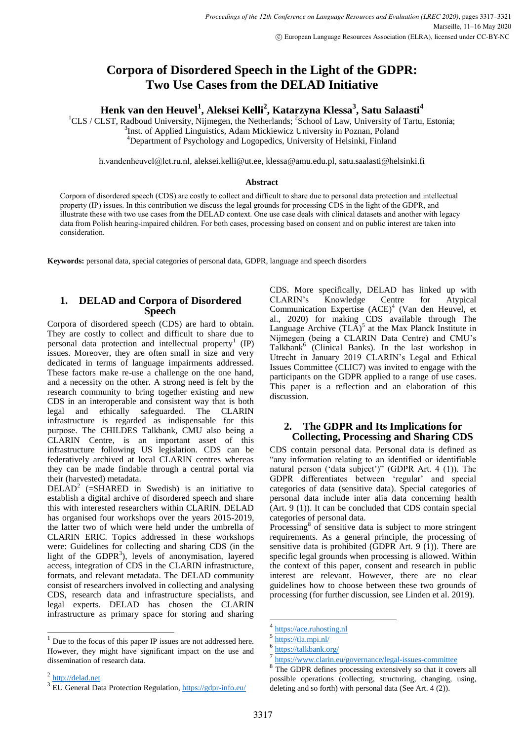# Corpora of Disordered Speech in the Light of the GDPR: Two Use Cases from the DELAD Initiative

**Henk van den Heuvel[1], Aleksei Kelli[2], Katarzyna Klessa[3], Satu Salaasti[4]**

[1]CLS / CLST, Radboud University, Nijmegen, the Netherlands; [2]School of Law, University of Tartu, Estonia; [3]Inst. of Applied Linguistics, Adam Mickiewicz University in Poznan, Poland
[4]Department of Psychology and Logopedics, University of Helsinki, Finland

h.vandenheuvel@let.ru.nl, aleksei.kelli@ut.ee, klessa@amu.edu.pl, satu.saalasti@helsinki.fi

## Abstract

Corpora of disordered speech (CDS) are costly to collect and difficult to share due to personal data protection and intellectual property (IP) issues. In this contribution we discuss the legal grounds for processing CDS in the light of the GDPR, and illustrate these with two use cases from the DELAD context. One use case deals with clinical datasets and another with legacy data from Polish hearing-impaired children. For both cases, processing based on consent and on public interest are taken into consideration.

**Keywords:** personal data, special categories of personal data, GDPR, language and speech disorders

## 1. DELAD and Corpora of Disordered Speech

Corpora of disordered speech (CDS) are hard to obtain. They are costly to collect and difficult to share due to personal data protection and intellectual property[1] (IP) issues. Moreover, they are often small in size and very dedicated in terms of language impairments addressed. These factors make re-use a challenge on the one hand, and a necessity on the other. A strong need is felt by the research community to bring together existing and new CDS in an interoperable and consistent way that is both legal and ethically safeguarded. The CLARIN infrastructure is regarded as indispensable for this purpose. The CHILDES Talkbank, CMU also being a CLARIN Centre, is an important asset of this infrastructure following US legislation. CDS can be federatively archived at local CLARIN centres whereas they can be made findable through a central portal via their (harvested) metadata.

DELAD[2] (=SHARED in Swedish) is an initiative to establish a digital archive of disordered speech and share this with interested researchers within CLARIN. DELAD has organised four workshops over the years 2015-2019, the latter two of which were held under the umbrella of CLARIN ERIC. Topics addressed in these workshops were: Guidelines for collecting and sharing CDS (in the light of the GDPR[3]), levels of anonymisation, layered access, integration of CDS in the CLARIN infrastructure, formats, and relevant metadata. The DELAD community consist of researchers involved in collecting and analysing CDS, research data and infrastructure specialists, and legal experts. DELAD has chosen the CLARIN infrastructure as primary space for storing and sharing CDS. More specifically, DELAD has linked up with CLARIN's Knowledge Centre for Atypical Communication Expertise (ACE)[4] (Van den Heuvel, et al., 2020) for making CDS available through The Language Archive (TLA)[5] at the Max Planck Institute in Nijmegen (being a CLARIN Data Centre) and CMU's Talkbank[6] (Clinical Banks). In the last workshop in Utrecht in January 2019 CLARIN's Legal and Ethical Issues Committee (CLIC7) was invited to engage with the participants on the GDPR applied to a range of use cases. This paper is a reflection and an elaboration of this discussion.

## 2. The GDPR and Its Implications for Collecting, Processing and Sharing CDS

CDS contain personal data. Personal data is defined as "any information relating to an identified or identifiable natural person ('data subject')" (GDPR Art. 4 (1)). The GDPR differentiates between 'regular' and special categories of data (sensitive data). Special categories of personal data include inter alia data concerning health (Art. 9 (1)). It can be concluded that CDS contain special categories of personal data.

Processing[8] of sensitive data is subject to more stringent requirements. As a general principle, the processing of sensitive data is prohibited (GDPR Art. 9 (1)). There are specific legal grounds when processing is allowed. Within the context of this paper, consent and research in public interest are relevant. However, there are no clear guidelines how to choose between these two grounds of processing (for further discussion, see Linden et al. 2019).

---

[1] Due to the focus of this paper IP issues are not addressed here. However, they might have significant impact on the use and dissemination of research data.

[2] http://delad.net

[3] EU General Data Protection Regulation, https://gdpr-info.eu/

[4] https://ace.ruhosting.nl

[5] https://tla.mpi.nl/

[6] https://talkbank.org/

[7] https://www.clarin.eu/governance/legal-issues-committee

[8] The GDPR defines processing extensively so that it covers all possible operations (collecting, structuring, changing, using, deleting and so forth) with personal data (See Art. 4 (2)).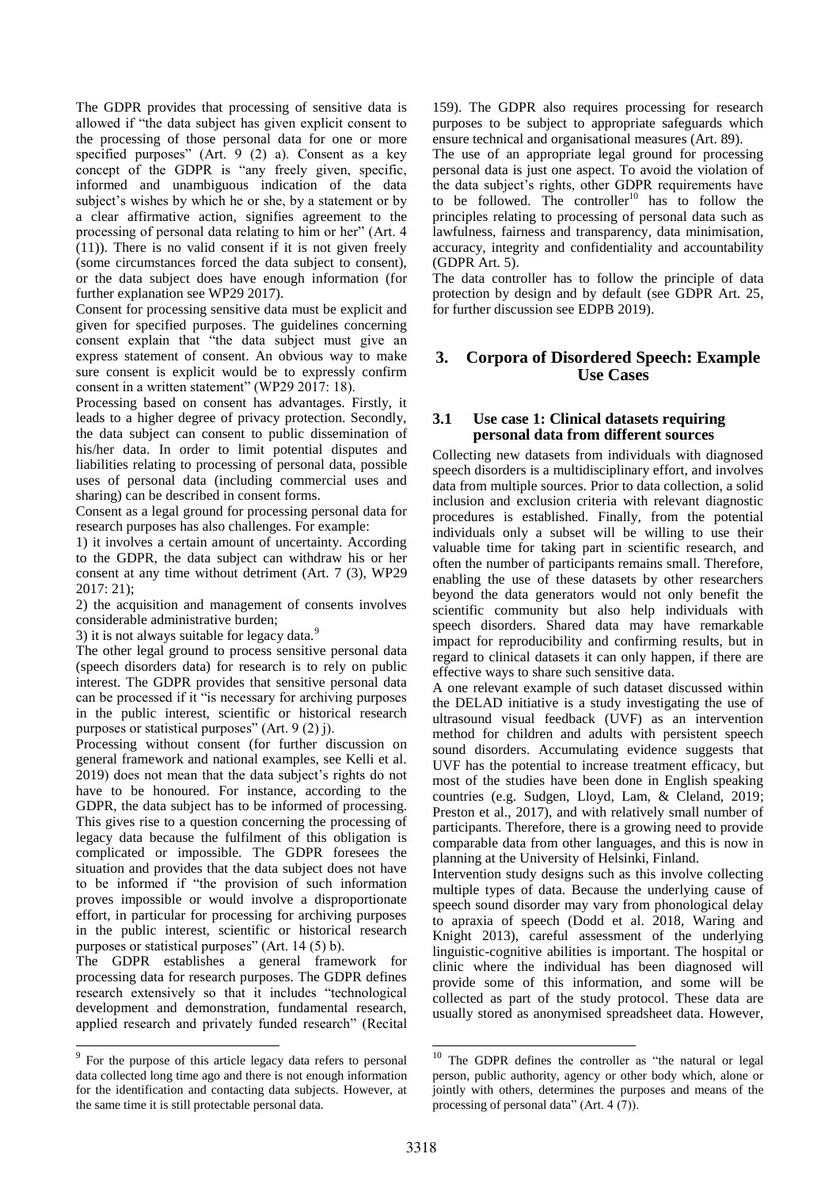The GDPR provides that processing of sensitive data is allowed if "the data subject has given explicit consent to the processing of those personal data for one or more specified purposes" (Art. 9 (2) a). Consent as a key concept of the GDPR is "any freely given, specific, informed and unambiguous indication of the data subject's wishes by which he or she, by a statement or by a clear affirmative action, signifies agreement to the processing of personal data relating to him or her" (Art. 4 (11)). There is no valid consent if it is not given freely (some circumstances forced the data subject to consent), or the data subject does have enough information (for further explanation see WP29 2017).

Consent for processing sensitive data must be explicit and given for specified purposes. The guidelines concerning consent explain that "the data subject must give an express statement of consent. An obvious way to make sure consent is explicit would be to expressly confirm consent in a written statement" (WP29 2017: 18).

Processing based on consent has advantages. Firstly, it leads to a higher degree of privacy protection. Secondly, the data subject can consent to public dissemination of his/her data. In order to limit potential disputes and liabilities relating to processing of personal data, possible uses of personal data (including commercial uses and sharing) can be described in consent forms.

Consent as a legal ground for processing personal data for research purposes has also challenges. For example:

1) it involves a certain amount of uncertainty. According to the GDPR, the data subject can withdraw his or her consent at any time without detriment (Art. 7 (3), WP29 2017: 21);

2) the acquisition and management of consents involves considerable administrative burden;

3) it is not always suitable for legacy data.[9]

The other legal ground to process sensitive personal data (speech disorders data) for research is to rely on public interest. The GDPR provides that sensitive personal data can be processed if it "is necessary for archiving purposes in the public interest, scientific or historical research purposes or statistical purposes" (Art. 9 (2) j).

Processing without consent (for further discussion on general framework and national examples, see Kelli et al. 2019) does not mean that the data subject's rights do not have to be honoured. For instance, according to the GDPR, the data subject has to be informed of processing. This gives rise to a question concerning the processing of legacy data because the fulfilment of this obligation is complicated or impossible. The GDPR foresees the situation and provides that the data subject does not have to be informed if "the provision of such information proves impossible or would involve a disproportionate effort, in particular for processing for archiving purposes in the public interest, scientific or historical research purposes or statistical purposes" (Art. 14 (5) b).

The GDPR establishes a general framework for processing data for research purposes. The GDPR defines research extensively so that it includes "technological development and demonstration, fundamental research, applied research and privately funded research" (Recital 159). The GDPR also requires processing for research purposes to be subject to appropriate safeguards which ensure technical and organisational measures (Art. 89).

The use of an appropriate legal ground for processing personal data is just one aspect. To avoid the violation of the data subject's rights, other GDPR requirements have to be followed. The controller[10] has to follow the principles relating to processing of personal data such as lawfulness, fairness and transparency, data minimisation, accuracy, integrity and confidentiality and accountability (GDPR Art. 5).

The data controller has to follow the principle of data protection by design and by default (see GDPR Art. 25, for further discussion see EDPB 2019).

## 3. Corpora of Disordered Speech: Example Use Cases

### 3.1 Use case 1: Clinical datasets requiring personal data from different sources

Collecting new datasets from individuals with diagnosed speech disorders is a multidisciplinary effort, and involves data from multiple sources. Prior to data collection, a solid inclusion and exclusion criteria with relevant diagnostic procedures is established. Finally, from the potential individuals only a subset will be willing to use their valuable time for taking part in scientific research, and often the number of participants remains small. Therefore, enabling the use of these datasets by other researchers beyond the data generators would not only benefit the scientific community but also help individuals with speech disorders. Shared data may have remarkable impact for reproducibility and confirming results, but in regard to clinical datasets it can only happen, if there are effective ways to share such sensitive data.

A one relevant example of such dataset discussed within the DELAD initiative is a study investigating the use of ultrasound visual feedback (UVF) as an intervention method for children and adults with persistent speech sound disorders. Accumulating evidence suggests that UVF has the potential to increase treatment efficacy, but most of the studies have been done in English speaking countries (e.g. Sudgen, Lloyd, Lam, & Cleland, 2019; Preston et al., 2017), and with relatively small number of participants. Therefore, there is a growing need to provide comparable data from other languages, and this is now in planning at the University of Helsinki, Finland.

Intervention study designs such as this involve collecting multiple types of data. Because the underlying cause of speech sound disorder may vary from phonological delay to apraxia of speech (Dodd et al. 2018, Waring and Knight 2013), careful assessment of the underlying linguistic-cognitive abilities is important. The hospital or clinic where the individual has been diagnosed will provide some of this information, and some will be collected as part of the study protocol. These data are usually stored as anonymised spreadsheet data. However,

---

[9] For the purpose of this article legacy data refers to personal data collected long time ago and there is not enough information for the identification and contacting data subjects. However, at the same time it is still protectable personal data.

[10] The GDPR defines the controller as "the natural or legal person, public authority, agency or other body which, alone or jointly with others, determines the purposes and means of the processing of personal data" (Art. 4 (7)).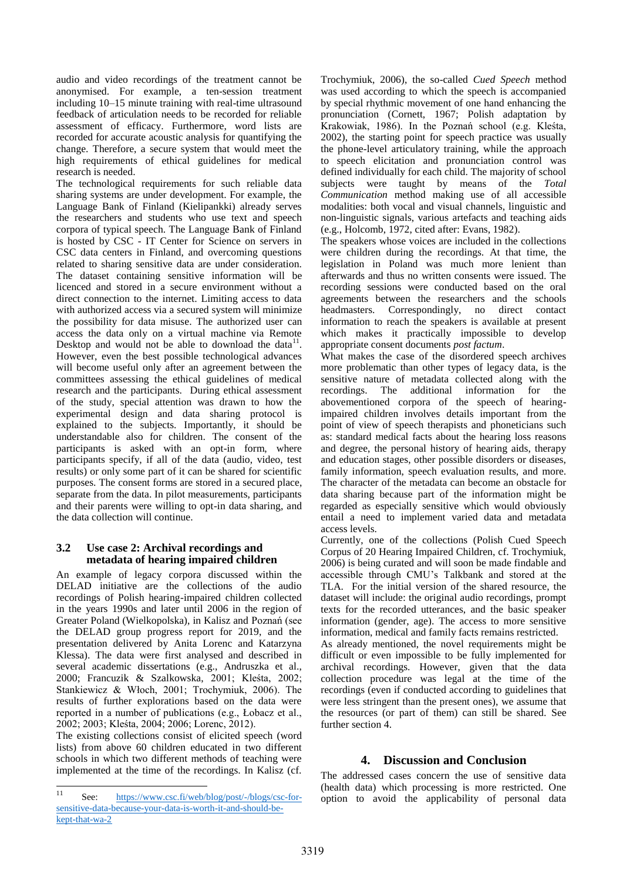audio and video recordings of the treatment cannot be anonymised. For example, a ten-session treatment including 10–15 minute training with real-time ultrasound feedback of articulation needs to be recorded for reliable assessment of efficacy. Furthermore, word lists are recorded for accurate acoustic analysis for quantifying the change. Therefore, a secure system that would meet the high requirements of ethical guidelines for medical research is needed.

The technological requirements for such reliable data sharing systems are under development. For example, the Language Bank of Finland (Kielipankki) already serves the researchers and students who use text and speech corpora of typical speech. The Language Bank of Finland is hosted by CSC - IT Center for Science on servers in CSC data centers in Finland, and overcoming questions related to sharing sensitive data are under consideration. The dataset containing sensitive information will be licenced and stored in a secure environment without a direct connection to the internet. Limiting access to data with authorized access via a secured system will minimize the possibility for data misuse. The authorized user can access the data only on a virtual machine via Remote Desktop and would not be able to download the data[11]. However, even the best possible technological advances will become useful only after an agreement between the committees assessing the ethical guidelines of medical research and the participants. During ethical assessment of the study, special attention was drawn to how the experimental design and data sharing protocol is explained to the subjects. Importantly, it should be understandable also for children. The consent of the participants is asked with an opt-in form, where participants specify, if all of the data (audio, video, test results) or only some part of it can be shared for scientific purposes. The consent forms are stored in a secured place, separate from the data. In pilot measurements, participants and their parents were willing to opt-in data sharing, and the data collection will continue.

### 3.2 Use case 2: Archival recordings and metadata of hearing impaired children

An example of legacy corpora discussed within the DELAD initiative are the collections of the audio recordings of Polish hearing-impaired children collected in the years 1990s and later until 2006 in the region of Greater Poland (Wielkopolska), in Kalisz and Poznań (see the DELAD group progress report for 2019, and the presentation delivered by Anita Lorenc and Katarzyna Klessa). The data were first analysed and described in several academic dissertations (e.g., Andruszka et al., 2000; Francuzik & Szalkowska, 2001; Kleśta, 2002; Stankiewicz & Włoch, 2001; Trochymiuk, 2006). The results of further explorations based on the data were reported in a number of publications (e.g., Łobacz et al., 2002; 2003; Kleśta, 2004; 2006; Lorenc, 2012).

The existing collections consist of elicited speech (word lists) from above 60 children educated in two different schools in which two different methods of teaching were implemented at the time of the recordings. In Kalisz (cf. Trochymiuk, 2006), the so-called *Cued Speech* method was used according to which the speech is accompanied by special rhythmic movement of one hand enhancing the pronunciation (Cornett, 1967; Polish adaptation by Krakowiak, 1986). In the Poznań school (e.g. Kleśta, 2002), the starting point for speech practice was usually the phone-level articulatory training, while the approach to speech elicitation and pronunciation control was defined individually for each child. The majority of school subjects were taught by means of the *Total Communication* method making use of all accessible modalities: both vocal and visual channels, linguistic and non-linguistic signals, various artefacts and teaching aids (e.g., Holcomb, 1972, cited after: Evans, 1982).

The speakers whose voices are included in the collections were children during the recordings. At that time, the legislation in Poland was much more lenient than afterwards and thus no written consents were issued. The recording sessions were conducted based on the oral agreements between the researchers and the schools headmasters. Correspondingly, no direct contact information to reach the speakers is available at present which makes it practically impossible to develop appropriate consent documents *post factum*.

What makes the case of the disordered speech archives more problematic than other types of legacy data, is the sensitive nature of metadata collected along with the recordings. The additional information for the abovementioned corpora of the speech of hearing-impaired children involves details important from the point of view of speech therapists and phoneticians such as: standard medical facts about the hearing loss reasons and degree, the personal history of hearing aids, therapy and education stages, other possible disorders or diseases, family information, speech evaluation results, and more. The character of the metadata can become an obstacle for data sharing because part of the information might be regarded as especially sensitive which would obviously entail a need to implement varied data and metadata access levels.

Currently, one of the collections (Polish Cued Speech Corpus of 20 Hearing Impaired Children, cf. Trochymiuk, 2006) is being curated and will soon be made findable and accessible through CMU's Talkbank and stored at the TLA. For the initial version of the shared resource, the dataset will include: the original audio recordings, prompt texts for the recorded utterances, and the basic speaker information (gender, age). The access to more sensitive information, medical and family facts remains restricted.

As already mentioned, the novel requirements might be difficult or even impossible to be fully implemented for archival recordings. However, given that the data collection procedure was legal at the time of the recordings (even if conducted according to guidelines that were less stringent than the present ones), we assume that the resources (or part of them) can still be shared. See further section 4.

## 4. Discussion and Conclusion

The addressed cases concern the use of sensitive data (health data) which processing is more restricted. One option to avoid the applicability of personal data

[11] See: https://www.csc.fi/web/blog/post/-/blogs/csc-for-sensitive-data-because-your-data-is-worth-it-and-should-be-kept-that-wa-2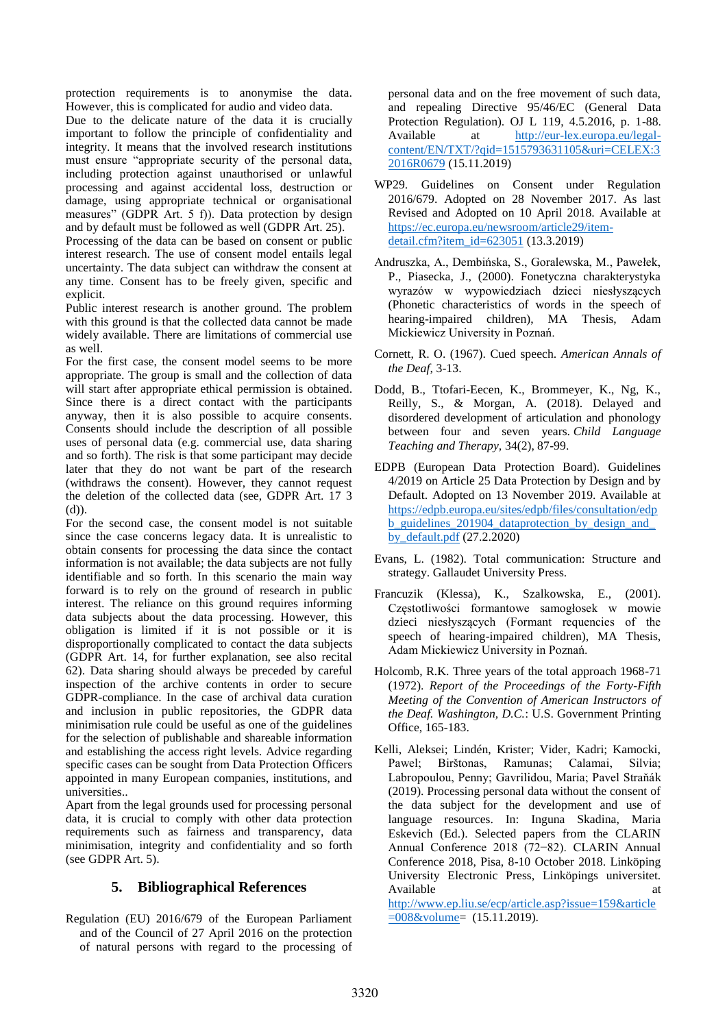protection requirements is to anonymise the data. However, this is complicated for audio and video data.

Due to the delicate nature of the data it is crucially important to follow the principle of confidentiality and integrity. It means that the involved research institutions must ensure "appropriate security of the personal data, including protection against unauthorised or unlawful processing and against accidental loss, destruction or damage, using appropriate technical or organisational measures" (GDPR Art. 5 f)). Data protection by design and by default must be followed as well (GDPR Art. 25).

Processing of the data can be based on consent or public interest research. The use of consent model entails legal uncertainty. The data subject can withdraw the consent at any time. Consent has to be freely given, specific and explicit.

Public interest research is another ground. The problem with this ground is that the collected data cannot be made widely available. There are limitations of commercial use as well.

For the first case, the consent model seems to be more appropriate. The group is small and the collection of data will start after appropriate ethical permission is obtained. Since there is a direct contact with the participants anyway, then it is also possible to acquire consents. Consents should include the description of all possible uses of personal data (e.g. commercial use, data sharing and so forth). The risk is that some participant may decide later that they do not want be part of the research (withdraws the consent). However, they cannot request the deletion of the collected data (see, GDPR Art. 17 3 (d)).

For the second case, the consent model is not suitable since the case concerns legacy data. It is unrealistic to obtain consents for processing the data since the contact information is not available; the data subjects are not fully identifiable and so forth. In this scenario the main way forward is to rely on the ground of research in public interest. The reliance on this ground requires informing data subjects about the data processing. However, this obligation is limited if it is not possible or it is disproportionally complicated to contact the data subjects (GDPR Art. 14, for further explanation, see also recital 62). Data sharing should always be preceded by careful inspection of the archive contents in order to secure GDPR-compliance. In the case of archival data curation and inclusion in public repositories, the GDPR data minimisation rule could be useful as one of the guidelines for the selection of publishable and shareable information and establishing the access right levels. Advice regarding specific cases can be sought from Data Protection Officers appointed in many European companies, institutions, and universities..

Apart from the legal grounds used for processing personal data, it is crucial to comply with other data protection requirements such as fairness and transparency, data minimisation, integrity and confidentiality and so forth (see GDPR Art. 5).

## 5. Bibliographical References

Regulation (EU) 2016/679 of the European Parliament and of the Council of 27 April 2016 on the protection of natural persons with regard to the processing of personal data and on the free movement of such data, and repealing Directive 95/46/EC (General Data Protection Regulation). OJ L 119, 4.5.2016, p. 1-88. Available at http://eur-lex.europa.eu/legal-content/EN/TXT/?qid=1515793631105&uri=CELEX:32016R0679 (15.11.2019)

WP29. Guidelines on Consent under Regulation 2016/679. Adopted on 28 November 2017. As last Revised and Adopted on 10 April 2018. Available at https://ec.europa.eu/newsroom/article29/item-detail.cfm?item_id=623051 (13.3.2019)

Andruszka, A., Dembińska, S., Goralewska, M., Pawełek, P., Piasecka, J., (2000). Fonetyczna charakterystyka wyrazów w wypowiedziach dzieci niesłyszących (Phonetic characteristics of words in the speech of hearing-impaired children), MA Thesis, Adam Mickiewicz University in Poznań.

Cornett, R. O. (1967). Cued speech. *American Annals of the Deaf*, 3-13.

Dodd, B., Ttofari-Eecen, K., Brommeyer, K., Ng, K., Reilly, S., & Morgan, A. (2018). Delayed and disordered development of articulation and phonology between four and seven years. *Child Language Teaching and Therapy*, 34(2), 87-99.

EDPB (European Data Protection Board). Guidelines 4/2019 on Article 25 Data Protection by Design and by Default. Adopted on 13 November 2019. Available at https://edpb.europa.eu/sites/edpb/files/consultation/edpb_guidelines_201904_dataprotection_by_design_and_by_default.pdf (27.2.2020)

Evans, L. (1982). Total communication: Structure and strategy. Gallaudet University Press.

Francuzik (Klessa), K., Szalkowska, E., (2001). Częstotliwości formantowe samogłosek w mowie dzieci niesłyszących (Formant requencies of the speech of hearing-impaired children), MA Thesis, Adam Mickiewicz University in Poznań.

Holcomb, R.K. Three years of the total approach 1968-71 (1972). *Report of the Proceedings of the Forty-Fifth Meeting of the Convention of American Instructors of the Deaf. Washington, D.C.*: U.S. Government Printing Office, 165-183.

Kelli, Aleksei; Lindén, Krister; Vider, Kadri; Kamocki, Pawel; Birštonas, Ramunas; Calamai, Silvia; Labropoulou, Penny; Gavrilidou, Maria; Pavel Straňák (2019). Processing personal data without the consent of the data subject for the development and use of language resources. In: Inguna Skadina, Maria Eskevich (Ed.). Selected papers from the CLARIN Annual Conference 2018 (72−82). CLARIN Annual Conference 2018, Pisa, 8-10 October 2018. Linköping University Electronic Press, Linköpings universitet. Available at http://www.ep.liu.se/ecp/article.asp?issue=159&article=008&volume= (15.11.2019).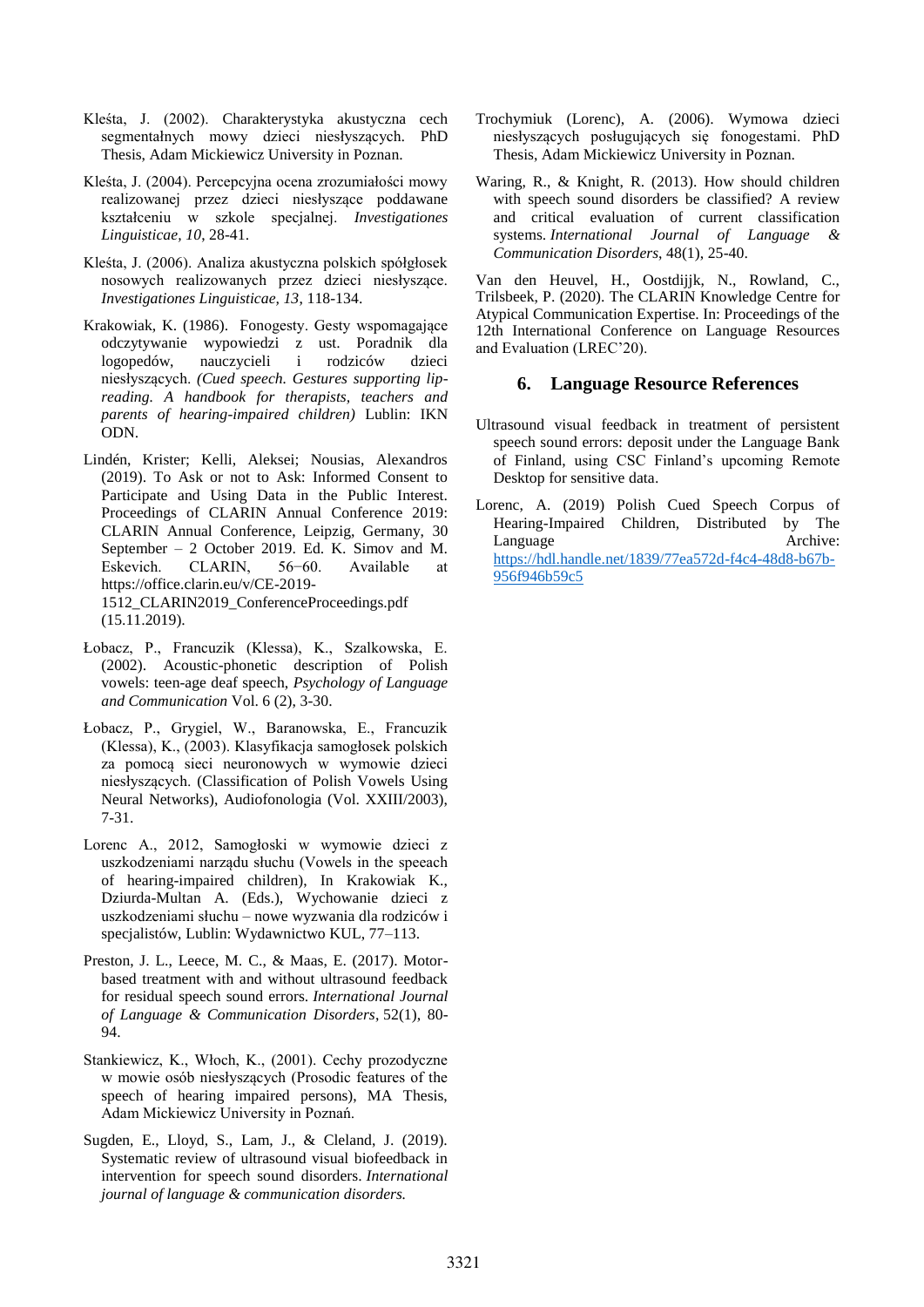Kleśta, J. (2002). Charakterystyka akustyczna cech segmentalnych mowy dzieci niesłyszących. PhD Thesis, Adam Mickiewicz University in Poznan.

Kleśta, J. (2004). Percepcyjna ocena zrozumiałości mowy realizowanej przez dzieci niesłyszące poddawane kształceniu w szkole specjalnej. *Investigationes Linguisticae, 10*, 28-41.

Kleśta, J. (2006). Analiza akustyczna polskich spółgłosek nosowych realizowanych przez dzieci niesłyszące. *Investigationes Linguisticae, 13*, 118-134.

Krakowiak, K. (1986). Fonogesty. Gesty wspomagające odczytywanie wypowiedzi z ust. Poradnik dla logopedów, nauczycieli i rodziców dzieci niesłyszących. *(Cued speech. Gestures supporting lip-reading. A handbook for therapists, teachers and parents of hearing-impaired children)* Lublin: IKN ODN.

Lindén, Krister; Kelli, Aleksei; Nousias, Alexandros (2019). To Ask or not to Ask: Informed Consent to Participate and Using Data in the Public Interest. Proceedings of CLARIN Annual Conference 2019: CLARIN Annual Conference, Leipzig, Germany, 30 September – 2 October 2019. Ed. K. Simov and M. Eskevich. CLARIN, 56−60. Available at https://office.clarin.eu/v/CE-2019-1512_CLARIN2019_ConferenceProceedings.pdf (15.11.2019).

Łobacz, P., Francuzik (Klessa), K., Szalkowska, E. (2002). Acoustic-phonetic description of Polish vowels: teen-age deaf speech, *Psychology of Language and Communication* Vol. 6 (2), 3-30.

Łobacz, P., Grygiel, W., Baranowska, E., Francuzik (Klessa), K., (2003). Klasyfikacja samogłosek polskich za pomocą sieci neuronowych w wymowie dzieci niesłyszących. (Classification of Polish Vowels Using Neural Networks), Audiofonologia (Vol. XXIII/2003), 7-31.

Lorenc A., 2012, Samogłoski w wymowie dzieci z uszkodzeniami narządu słuchu (Vowels in the speeach of hearing-impaired children), In Krakowiak K., Dziurda-Multan A. (Eds.), Wychowanie dzieci z uszkodzeniami słuchu – nowe wyzwania dla rodziców i specjalistów, Lublin: Wydawnictwo KUL, 77–113.

Preston, J. L., Leece, M. C., & Maas, E. (2017). Motor-based treatment with and without ultrasound feedback for residual speech sound errors. *International Journal of Language & Communication Disorders*, 52(1), 80-94.

Stankiewicz, K., Włoch, K., (2001). Cechy prozodyczne w mowie osób niesłyszących (Prosodic features of the speech of hearing impaired persons), MA Thesis, Adam Mickiewicz University in Poznań.

Sugden, E., Lloyd, S., Lam, J., & Cleland, J. (2019). Systematic review of ultrasound visual biofeedback in intervention for speech sound disorders. *International journal of language & communication disorders.*

Trochymiuk (Lorenc), A. (2006). Wymowa dzieci niesłyszących posługujących się fonogestami. PhD Thesis, Adam Mickiewicz University in Poznan.

Waring, R., & Knight, R. (2013). How should children with speech sound disorders be classified? A review and critical evaluation of current classification systems. *International Journal of Language & Communication Disorders*, 48(1), 25-40.

Van den Heuvel, H., Oostdijjk, N., Rowland, C., Trilsbeek, P. (2020). The CLARIN Knowledge Centre for Atypical Communication Expertise. In: Proceedings of the 12th International Conference on Language Resources and Evaluation (LREC'20).

## 6. Language Resource References

Ultrasound visual feedback in treatment of persistent speech sound errors: deposit under the Language Bank of Finland, using CSC Finland's upcoming Remote Desktop for sensitive data.

Lorenc, A. (2019) Polish Cued Speech Corpus of Hearing-Impaired Children, Distributed by The Language Archive: https://hdl.handle.net/1839/77ea572d-f4c4-48d8-b67b-956f946b59c5